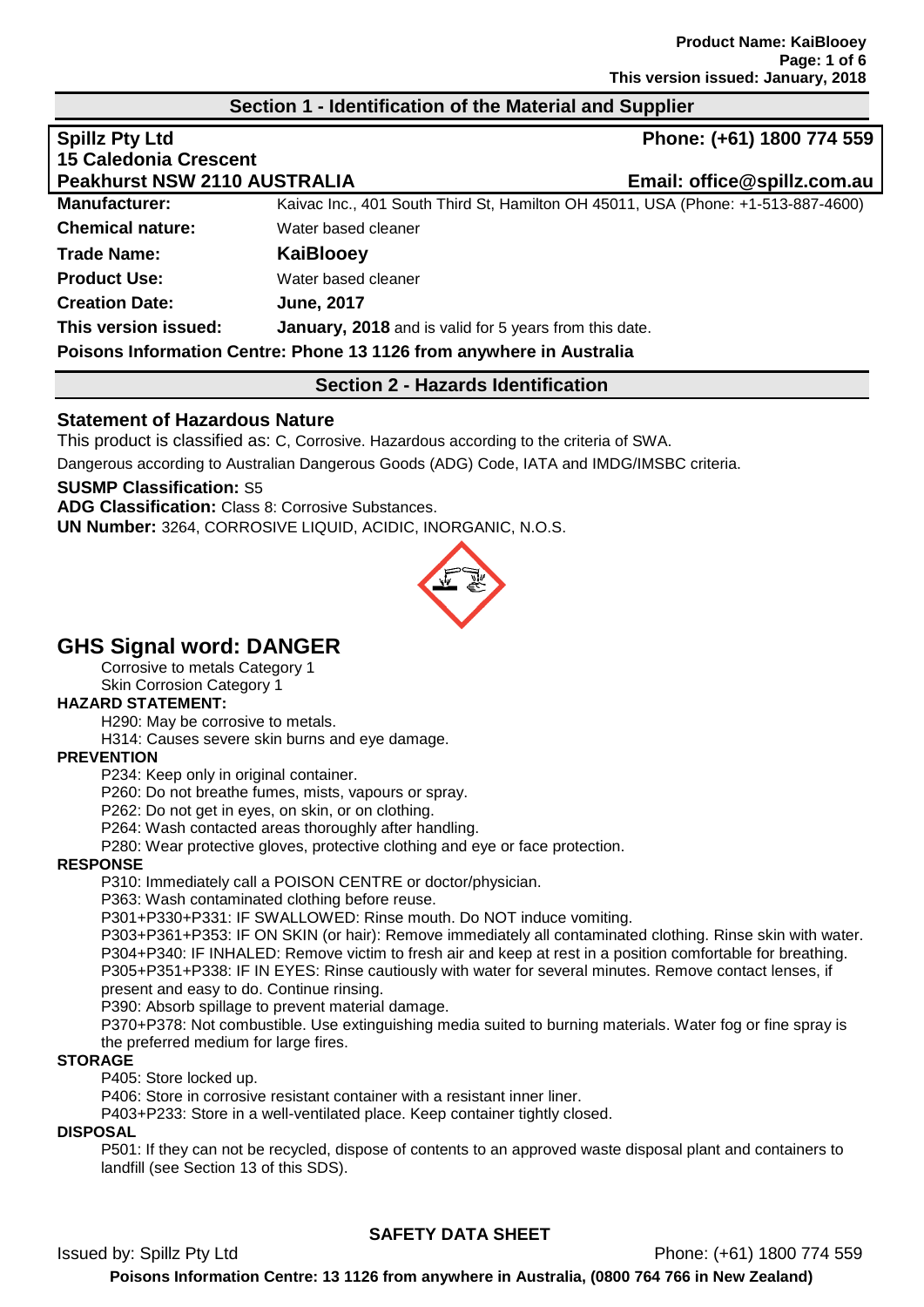## Section 1 - Identification of the Material and Supplier

**Spillz Pty Ltd**
**15 Caledonia Crescent**
**Peakhurst NSW 2110 AUSTRALIA**

**Phone: (+61) 1800 774 559**
**Email: office@spillz.com.au**

| | |
|---|---|
| **Manufacturer:** | Kaivac Inc., 401 South Third St, Hamilton OH 45011, USA (Phone: +1-513-887-4600) |
| **Chemical nature:** | Water based cleaner |
| **Trade Name:** | **KaiBlooey** |
| **Product Use:** | Water based cleaner |
| **Creation Date:** | **June, 2017** |
| **This version issued:** | **January, 2018** and is valid for 5 years from this date. |

**Poisons Information Centre: Phone 13 1126 from anywhere in Australia**

## Section 2 - Hazards Identification

### Statement of Hazardous Nature

This product is classified as: C, Corrosive. Hazardous according to the criteria of SWA.

Dangerous according to Australian Dangerous Goods (ADG) Code, IATA and IMDG/IMSBC criteria.

**SUSMP Classification:** S5

**ADG Classification:** Class 8: Corrosive Substances.

**UN Number:** 3264, CORROSIVE LIQUID, ACIDIC, INORGANIC, N.O.S.

# GHS Signal word: DANGER

Corrosive to metals Category 1
Skin Corrosion Category 1

**HAZARD STATEMENT:**

H290: May be corrosive to metals.
H314: Causes severe skin burns and eye damage.

**PREVENTION**

P234: Keep only in original container.
P260: Do not breathe fumes, mists, vapours or spray.
P262: Do not get in eyes, on skin, or on clothing.
P264: Wash contacted areas thoroughly after handling.
P280: Wear protective gloves, protective clothing and eye or face protection.

**RESPONSE**

P310: Immediately call a POISON CENTRE or doctor/physician.
P363: Wash contaminated clothing before reuse.
P301+P330+P331: IF SWALLOWED: Rinse mouth. Do NOT induce vomiting.
P303+P361+P353: IF ON SKIN (or hair): Remove immediately all contaminated clothing. Rinse skin with water.
P304+P340: IF INHALED: Remove victim to fresh air and keep at rest in a position comfortable for breathing.
P305+P351+P338: IF IN EYES: Rinse cautiously with water for several minutes. Remove contact lenses, if present and easy to do. Continue rinsing.
P390: Absorb spillage to prevent material damage.
P370+P378: Not combustible. Use extinguishing media suited to burning materials. Water fog or fine spray is the preferred medium for large fires.

**STORAGE**

P405: Store locked up.
P406: Store in corrosive resistant container with a resistant inner liner.
P403+P233: Store in a well-ventilated place. Keep container tightly closed.

**DISPOSAL**

P501: If they can not be recycled, dispose of contents to an approved waste disposal plant and containers to landfill (see Section 13 of this SDS).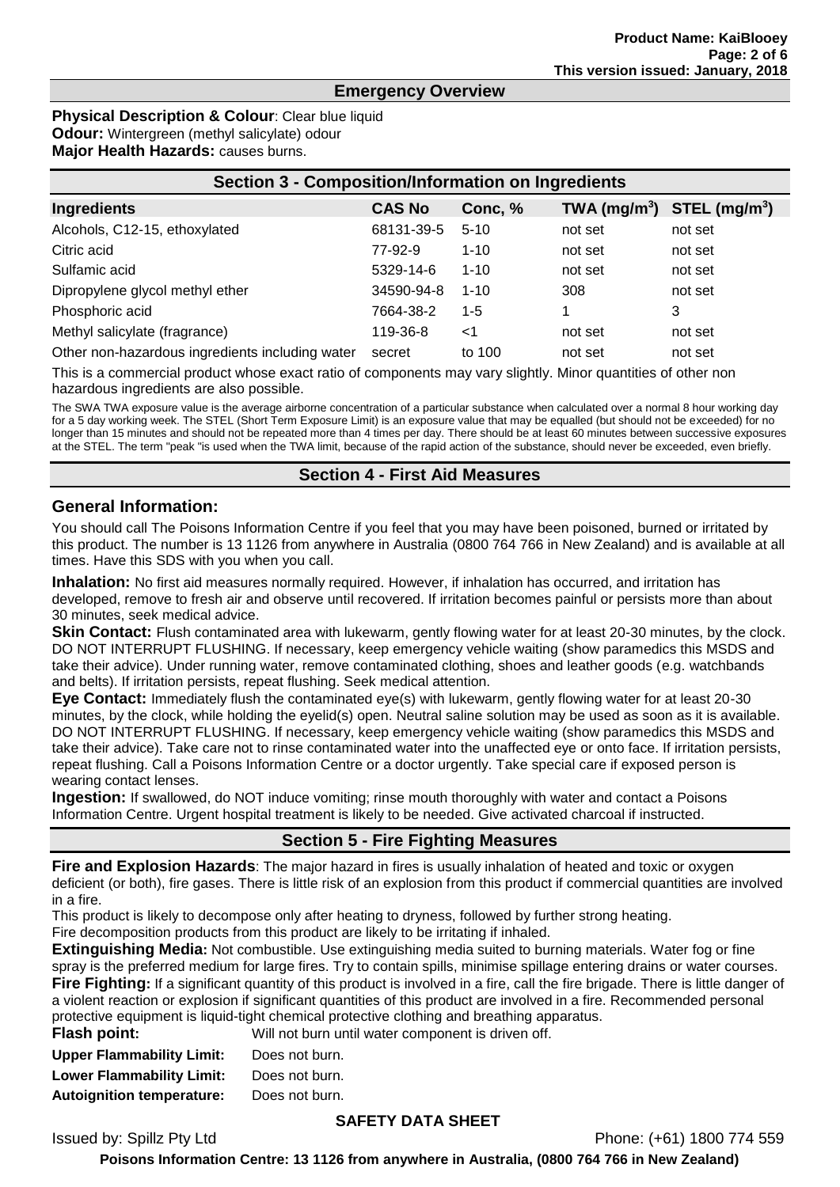## Emergency Overview

**Physical Description & Colour**: Clear blue liquid
**Odour:** Wintergreen (methyl salicylate) odour
**Major Health Hazards:** causes burns.

## Section 3 - Composition/Information on Ingredients

| Ingredients | CAS No | Conc, % | TWA ($mg/m^3$) | STEL ($mg/m^3$) |
|---|---|---|---|---|
| Alcohols, C12-15, ethoxylated | 68131-39-5 | 5-10 | not set | not set |
| Citric acid | 77-92-9 | 1-10 | not set | not set |
| Sulfamic acid | 5329-14-6 | 1-10 | not set | not set |
| Dipropylene glycol methyl ether | 34590-94-8 | 1-10 | 308 | not set |
| Phosphoric acid | 7664-38-2 | 1-5 | 1 | 3 |
| Methyl salicylate (fragrance) | 119-36-8 | <1 | not set | not set |
| Other non-hazardous ingredients including water | secret | to 100 | not set | not set |

This is a commercial product whose exact ratio of components may vary slightly. Minor quantities of other non hazardous ingredients are also possible.

The SWA TWA exposure value is the average airborne concentration of a particular substance when calculated over a normal 8 hour working day for a 5 day working week. The STEL (Short Term Exposure Limit) is an exposure value that may be equalled (but should not be exceeded) for no longer than 15 minutes and should not be repeated more than 4 times per day. There should be at least 60 minutes between successive exposures at the STEL. The term "peak "is used when the TWA limit, because of the rapid action of the substance, should never be exceeded, even briefly.

## Section 4 - First Aid Measures

### General Information:

You should call The Poisons Information Centre if you feel that you may have been poisoned, burned or irritated by this product. The number is 13 1126 from anywhere in Australia (0800 764 766 in New Zealand) and is available at all times. Have this SDS with you when you call.

**Inhalation:** No first aid measures normally required. However, if inhalation has occurred, and irritation has developed, remove to fresh air and observe until recovered. If irritation becomes painful or persists more than about 30 minutes, seek medical advice.

**Skin Contact:** Flush contaminated area with lukewarm, gently flowing water for at least 20-30 minutes, by the clock. DO NOT INTERRUPT FLUSHING. If necessary, keep emergency vehicle waiting (show paramedics this MSDS and take their advice). Under running water, remove contaminated clothing, shoes and leather goods (e.g. watchbands and belts). If irritation persists, repeat flushing. Seek medical attention.

**Eye Contact:** Immediately flush the contaminated eye(s) with lukewarm, gently flowing water for at least 20-30 minutes, by the clock, while holding the eyelid(s) open. Neutral saline solution may be used as soon as it is available. DO NOT INTERRUPT FLUSHING. If necessary, keep emergency vehicle waiting (show paramedics this MSDS and take their advice). Take care not to rinse contaminated water into the unaffected eye or onto face. If irritation persists, repeat flushing. Call a Poisons Information Centre or a doctor urgently. Take special care if exposed person is wearing contact lenses.

**Ingestion:** If swallowed, do NOT induce vomiting; rinse mouth thoroughly with water and contact a Poisons Information Centre. Urgent hospital treatment is likely to be needed. Give activated charcoal if instructed.

## Section 5 - Fire Fighting Measures

**Fire and Explosion Hazards**: The major hazard in fires is usually inhalation of heated and toxic or oxygen deficient (or both), fire gases. There is little risk of an explosion from this product if commercial quantities are involved in a fire.

This product is likely to decompose only after heating to dryness, followed by further strong heating.

Fire decomposition products from this product are likely to be irritating if inhaled.

**Extinguishing Media:** Not combustible. Use extinguishing media suited to burning materials. Water fog or fine spray is the preferred medium for large fires. Try to contain spills, minimise spillage entering drains or water courses.

**Fire Fighting:** If a significant quantity of this product is involved in a fire, call the fire brigade. There is little danger of a violent reaction or explosion if significant quantities of this product are involved in a fire. Recommended personal protective equipment is liquid-tight chemical protective clothing and breathing apparatus.

**Flash point:** Will not burn until water component is driven off.

**Upper Flammability Limit:** Does not burn.

**Lower Flammability Limit:** Does not burn.

**Autoignition temperature:** Does not burn.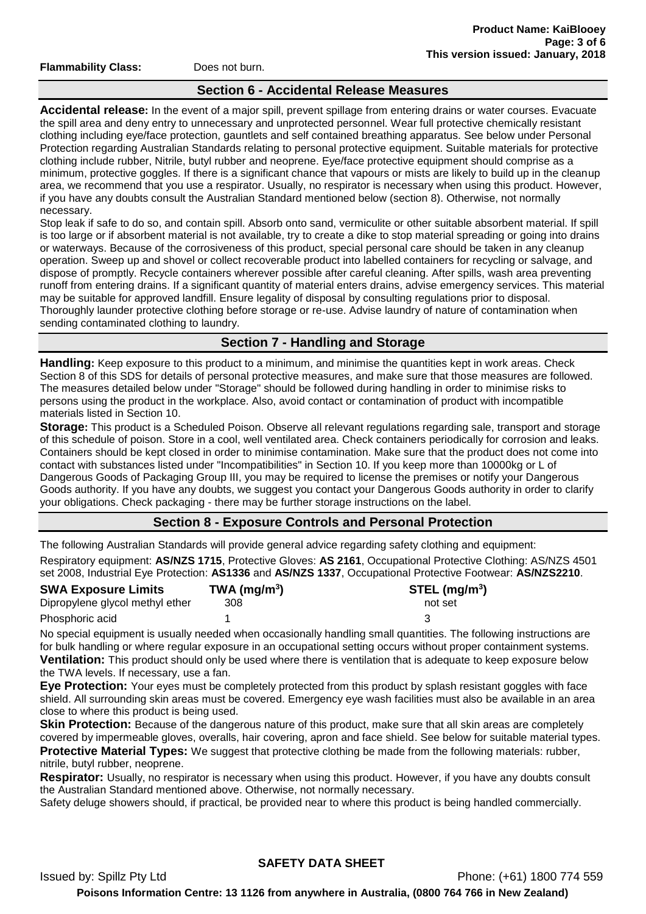**Flammability Class:** Does not burn.

## Section 6 - Accidental Release Measures

**Accidental release:** In the event of a major spill, prevent spillage from entering drains or water courses. Evacuate the spill area and deny entry to unnecessary and unprotected personnel. Wear full protective chemically resistant clothing including eye/face protection, gauntlets and self contained breathing apparatus. See below under Personal Protection regarding Australian Standards relating to personal protective equipment. Suitable materials for protective clothing include rubber, Nitrile, butyl rubber and neoprene. Eye/face protective equipment should comprise as a minimum, protective goggles. If there is a significant chance that vapours or mists are likely to build up in the cleanup area, we recommend that you use a respirator. Usually, no respirator is necessary when using this product. However, if you have any doubts consult the Australian Standard mentioned below (section 8). Otherwise, not normally necessary.

Stop leak if safe to do so, and contain spill. Absorb onto sand, vermiculite or other suitable absorbent material. If spill is too large or if absorbent material is not available, try to create a dike to stop material spreading or going into drains or waterways. Because of the corrosiveness of this product, special personal care should be taken in any cleanup operation. Sweep up and shovel or collect recoverable product into labelled containers for recycling or salvage, and dispose of promptly. Recycle containers wherever possible after careful cleaning. After spills, wash area preventing runoff from entering drains. If a significant quantity of material enters drains, advise emergency services. This material may be suitable for approved landfill. Ensure legality of disposal by consulting regulations prior to disposal. Thoroughly launder protective clothing before storage or re-use. Advise laundry of nature of contamination when sending contaminated clothing to laundry.

## Section 7 - Handling and Storage

**Handling:** Keep exposure to this product to a minimum, and minimise the quantities kept in work areas. Check Section 8 of this SDS for details of personal protective measures, and make sure that those measures are followed. The measures detailed below under "Storage" should be followed during handling in order to minimise risks to persons using the product in the workplace. Also, avoid contact or contamination of product with incompatible materials listed in Section 10.

**Storage:** This product is a Scheduled Poison. Observe all relevant regulations regarding sale, transport and storage of this schedule of poison. Store in a cool, well ventilated area. Check containers periodically for corrosion and leaks. Containers should be kept closed in order to minimise contamination. Make sure that the product does not come into contact with substances listed under "Incompatibilities" in Section 10. If you keep more than 10000kg or L of Dangerous Goods of Packaging Group III, you may be required to license the premises or notify your Dangerous Goods authority. If you have any doubts, we suggest you contact your Dangerous Goods authority in order to clarify your obligations. Check packaging - there may be further storage instructions on the label.

## Section 8 - Exposure Controls and Personal Protection

The following Australian Standards will provide general advice regarding safety clothing and equipment:

Respiratory equipment: **AS/NZS 1715**, Protective Gloves: **AS 2161**, Occupational Protective Clothing: AS/NZS 4501 set 2008, Industrial Eye Protection: **AS1336** and **AS/NZS 1337**, Occupational Protective Footwear: **AS/NZS2210**.

| SWA Exposure Limits | TWA ($mg/m^3$) | STEL ($mg/m^3$) |
|---|---|---|
| Dipropylene glycol methyl ether | 308 | not set |
| Phosphoric acid | 1 | 3 |

No special equipment is usually needed when occasionally handling small quantities. The following instructions are for bulk handling or where regular exposure in an occupational setting occurs without proper containment systems.

**Ventilation:** This product should only be used where there is ventilation that is adequate to keep exposure below the TWA levels. If necessary, use a fan.

**Eye Protection:** Your eyes must be completely protected from this product by splash resistant goggles with face shield. All surrounding skin areas must be covered. Emergency eye wash facilities must also be available in an area close to where this product is being used.

**Skin Protection:** Because of the dangerous nature of this product, make sure that all skin areas are completely covered by impermeable gloves, overalls, hair covering, apron and face shield. See below for suitable material types.

**Protective Material Types:** We suggest that protective clothing be made from the following materials: rubber, nitrile, butyl rubber, neoprene.

**Respirator:** Usually, no respirator is necessary when using this product. However, if you have any doubts consult the Australian Standard mentioned above. Otherwise, not normally necessary.

Safety deluge showers should, if practical, be provided near to where this product is being handled commercially.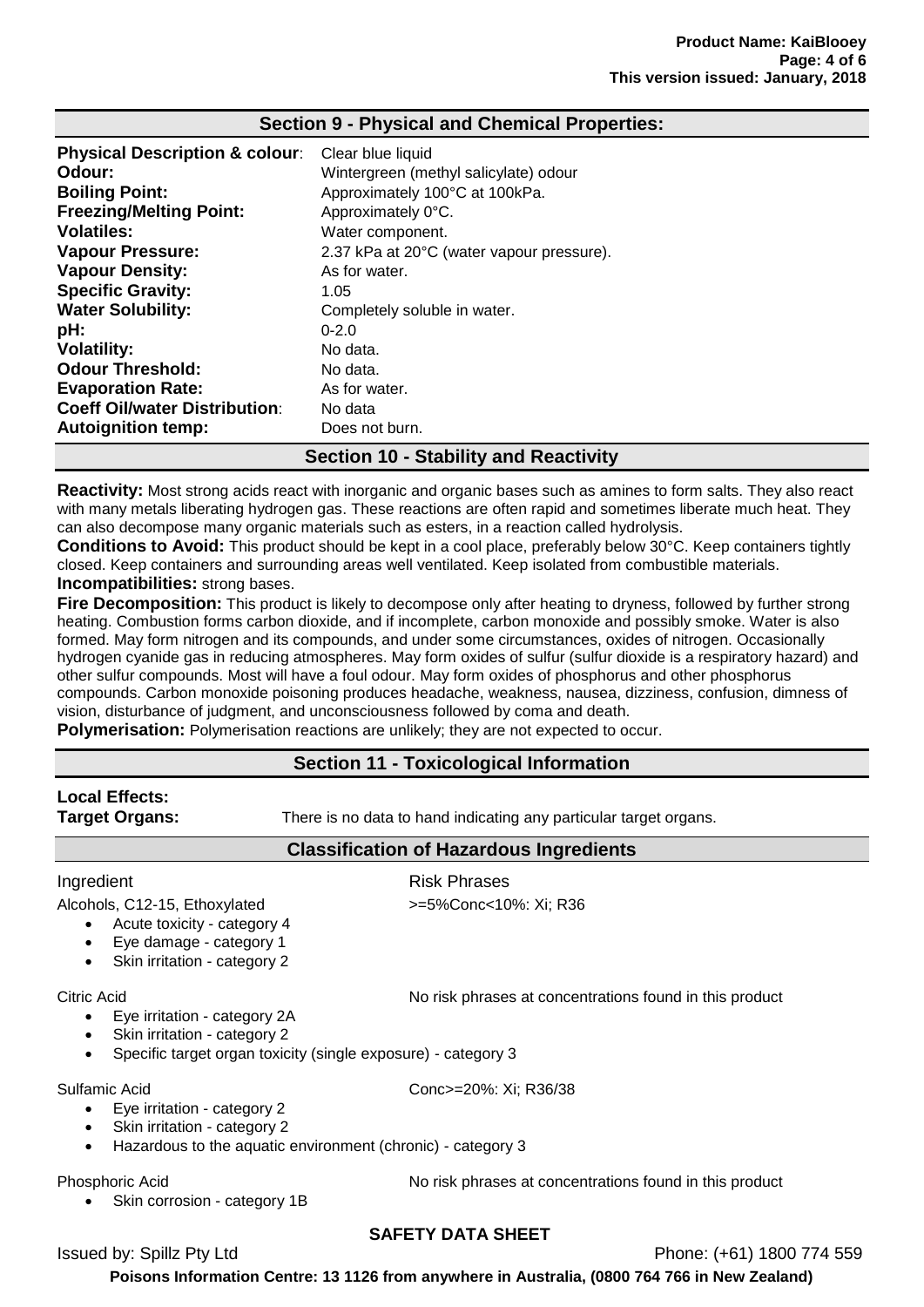## Section 9 - Physical and Chemical Properties:

| | |
|---|---|
| **Physical Description & colour**: | Clear blue liquid |
| **Odour:** | Wintergreen (methyl salicylate) odour |
| **Boiling Point:** | Approximately 100°C at 100kPa. |
| **Freezing/Melting Point:** | Approximately 0°C. |
| **Volatiles:** | Water component. |
| **Vapour Pressure:** | 2.37 kPa at 20°C (water vapour pressure). |
| **Vapour Density:** | As for water. |
| **Specific Gravity:** | 1.05 |
| **Water Solubility:** | Completely soluble in water. |
| **pH:** | 0-2.0 |
| **Volatility:** | No data. |
| **Odour Threshold:** | No data. |
| **Evaporation Rate:** | As for water. |
| **Coeff Oil/water Distribution**: | No data |
| **Autoignition temp:** | Does not burn. |

## Section 10 - Stability and Reactivity

**Reactivity:** Most strong acids react with inorganic and organic bases such as amines to form salts. They also react with many metals liberating hydrogen gas. These reactions are often rapid and sometimes liberate much heat. They can also decompose many organic materials such as esters, in a reaction called hydrolysis.

**Conditions to Avoid:** This product should be kept in a cool place, preferably below 30°C. Keep containers tightly closed. Keep containers and surrounding areas well ventilated. Keep isolated from combustible materials.

**Incompatibilities:** strong bases.

**Fire Decomposition:** This product is likely to decompose only after heating to dryness, followed by further strong heating. Combustion forms carbon dioxide, and if incomplete, carbon monoxide and possibly smoke. Water is also formed. May form nitrogen and its compounds, and under some circumstances, oxides of nitrogen. Occasionally hydrogen cyanide gas in reducing atmospheres. May form oxides of sulfur (sulfur dioxide is a respiratory hazard) and other sulfur compounds. Most will have a foul odour. May form oxides of phosphorus and other phosphorus compounds. Carbon monoxide poisoning produces headache, weakness, nausea, dizziness, confusion, dimness of vision, disturbance of judgment, and unconsciousness followed by coma and death.

**Polymerisation:** Polymerisation reactions are unlikely; they are not expected to occur.

## Section 11 - Toxicological Information

**Local Effects:**

**Target Organs:** There is no data to hand indicating any particular target organs.

### Classification of Hazardous Ingredients

| Ingredient | Risk Phrases |
|---|---|
| Alcohols, C12-15, Ethoxylated<br>• Acute toxicity - category 4<br>• Eye damage - category 1<br>• Skin irritation - category 2 | >=5%Conc<10%: Xi; R36 |
| Citric Acid<br>• Eye irritation - category 2A<br>• Skin irritation - category 2<br>• Specific target organ toxicity (single exposure) - category 3 | No risk phrases at concentrations found in this product |
| Sulfamic Acid<br>• Eye irritation - category 2<br>• Skin irritation - category 2<br>• Hazardous to the aquatic environment (chronic) - category 3 | Conc>=20%: Xi; R36/38 |
| Phosphoric Acid<br>• Skin corrosion - category 1B | No risk phrases at concentrations found in this product |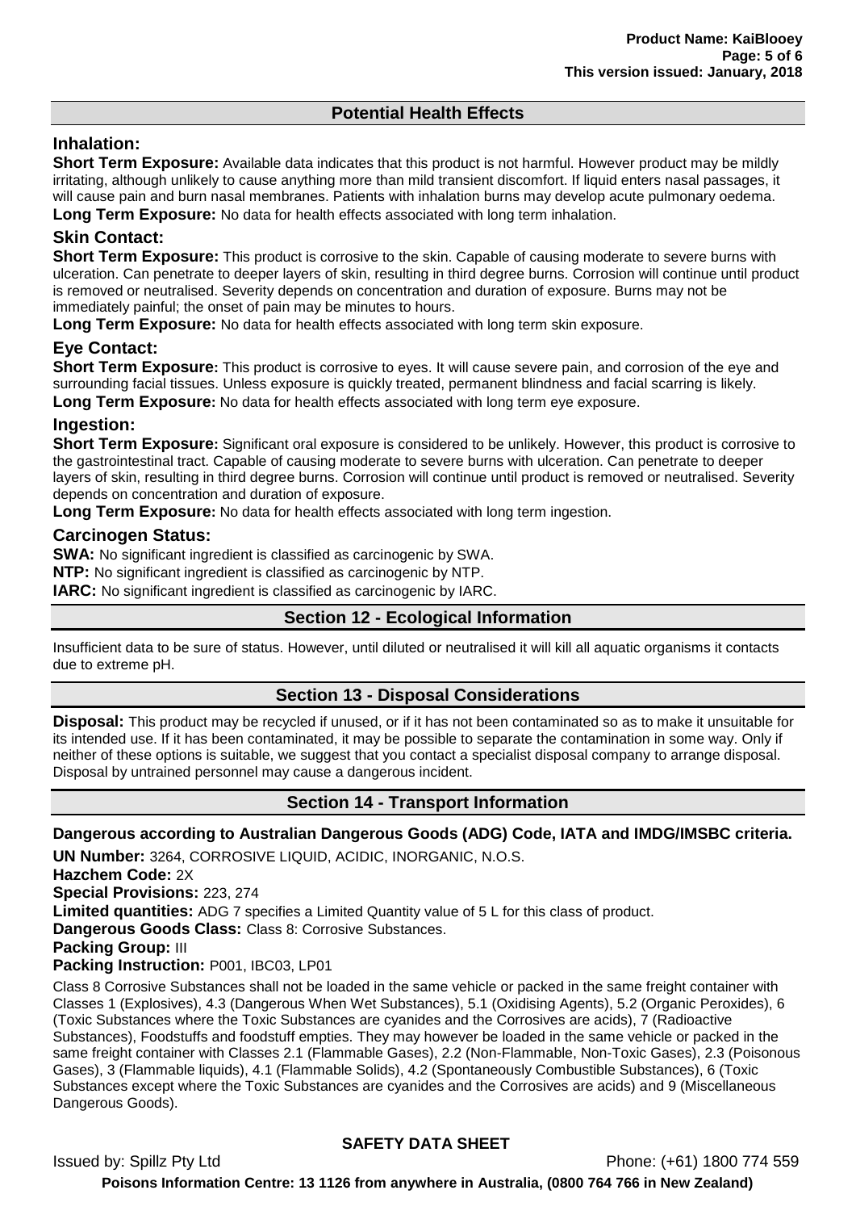## Potential Health Effects

### Inhalation:

**Short Term Exposure:** Available data indicates that this product is not harmful. However product may be mildly irritating, although unlikely to cause anything more than mild transient discomfort. If liquid enters nasal passages, it will cause pain and burn nasal membranes. Patients with inhalation burns may develop acute pulmonary oedema.

**Long Term Exposure:** No data for health effects associated with long term inhalation.

### Skin Contact:

**Short Term Exposure:** This product is corrosive to the skin. Capable of causing moderate to severe burns with ulceration. Can penetrate to deeper layers of skin, resulting in third degree burns. Corrosion will continue until product is removed or neutralised. Severity depends on concentration and duration of exposure. Burns may not be immediately painful; the onset of pain may be minutes to hours.

**Long Term Exposure:** No data for health effects associated with long term skin exposure.

### Eye Contact:

**Short Term Exposure:** This product is corrosive to eyes. It will cause severe pain, and corrosion of the eye and surrounding facial tissues. Unless exposure is quickly treated, permanent blindness and facial scarring is likely.

**Long Term Exposure:** No data for health effects associated with long term eye exposure.

### Ingestion:

**Short Term Exposure:** Significant oral exposure is considered to be unlikely. However, this product is corrosive to the gastrointestinal tract. Capable of causing moderate to severe burns with ulceration. Can penetrate to deeper layers of skin, resulting in third degree burns. Corrosion will continue until product is removed or neutralised. Severity depends on concentration and duration of exposure.

**Long Term Exposure:** No data for health effects associated with long term ingestion.

### Carcinogen Status:

**SWA:** No significant ingredient is classified as carcinogenic by SWA.

**NTP:** No significant ingredient is classified as carcinogenic by NTP.

**IARC:** No significant ingredient is classified as carcinogenic by IARC.

## Section 12 - Ecological Information

Insufficient data to be sure of status. However, until diluted or neutralised it will kill all aquatic organisms it contacts due to extreme pH.

## Section 13 - Disposal Considerations

**Disposal:** This product may be recycled if unused, or if it has not been contaminated so as to make it unsuitable for its intended use. If it has been contaminated, it may be possible to separate the contamination in some way. Only if neither of these options is suitable, we suggest that you contact a specialist disposal company to arrange disposal. Disposal by untrained personnel may cause a dangerous incident.

## Section 14 - Transport Information

**Dangerous according to Australian Dangerous Goods (ADG) Code, IATA and IMDG/IMSBC criteria.**

**UN Number:** 3264, CORROSIVE LIQUID, ACIDIC, INORGANIC, N.O.S.

**Hazchem Code:** 2X

**Special Provisions:** 223, 274

**Limited quantities:** ADG 7 specifies a Limited Quantity value of 5 L for this class of product.

**Dangerous Goods Class:** Class 8: Corrosive Substances.

**Packing Group:** III

**Packing Instruction:** P001, IBC03, LP01

Class 8 Corrosive Substances shall not be loaded in the same vehicle or packed in the same freight container with Classes 1 (Explosives), 4.3 (Dangerous When Wet Substances), 5.1 (Oxidising Agents), 5.2 (Organic Peroxides), 6 (Toxic Substances where the Toxic Substances are cyanides and the Corrosives are acids), 7 (Radioactive Substances), Foodstuffs and foodstuff empties. They may however be loaded in the same vehicle or packed in the same freight container with Classes 2.1 (Flammable Gases), 2.2 (Non-Flammable, Non-Toxic Gases), 2.3 (Poisonous Gases), 3 (Flammable liquids), 4.1 (Flammable Solids), 4.2 (Spontaneously Combustible Substances), 6 (Toxic Substances except where the Toxic Substances are cyanides and the Corrosives are acids) and 9 (Miscellaneous Dangerous Goods).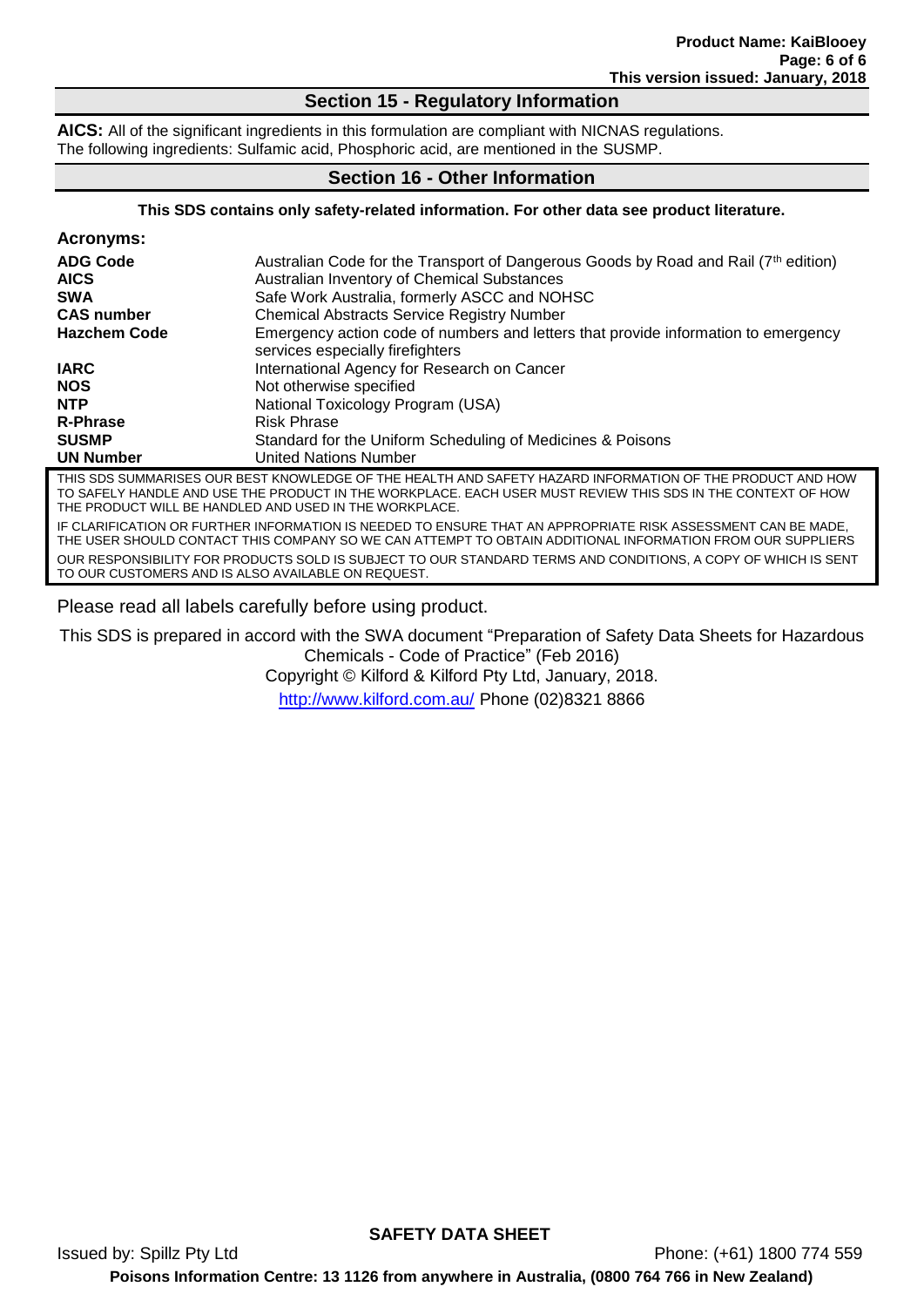## Section 15 - Regulatory Information

**AICS:** All of the significant ingredients in this formulation are compliant with NICNAS regulations.
The following ingredients: Sulfamic acid, Phosphoric acid, are mentioned in the SUSMP.

## Section 16 - Other Information

**This SDS contains only safety-related information. For other data see product literature.**

**Acronyms:**

| | |
|---|---|
| **ADG Code** | Australian Code for the Transport of Dangerous Goods by Road and Rail (7th edition) |
| **AICS** | Australian Inventory of Chemical Substances |
| **SWA** | Safe Work Australia, formerly ASCC and NOHSC |
| **CAS number** | Chemical Abstracts Service Registry Number |
| **Hazchem Code** | Emergency action code of numbers and letters that provide information to emergency services especially firefighters |
| **IARC** | International Agency for Research on Cancer |
| **NOS** | Not otherwise specified |
| **NTP** | National Toxicology Program (USA) |
| **R-Phrase** | Risk Phrase |
| **SUSMP** | Standard for the Uniform Scheduling of Medicines & Poisons |
| **UN Number** | United Nations Number |

THIS SDS SUMMARISES OUR BEST KNOWLEDGE OF THE HEALTH AND SAFETY HAZARD INFORMATION OF THE PRODUCT AND HOW TO SAFELY HANDLE AND USE THE PRODUCT IN THE WORKPLACE. EACH USER MUST REVIEW THIS SDS IN THE CONTEXT OF HOW THE PRODUCT WILL BE HANDLED AND USED IN THE WORKPLACE.

IF CLARIFICATION OR FURTHER INFORMATION IS NEEDED TO ENSURE THAT AN APPROPRIATE RISK ASSESSMENT CAN BE MADE, THE USER SHOULD CONTACT THIS COMPANY SO WE CAN ATTEMPT TO OBTAIN ADDITIONAL INFORMATION FROM OUR SUPPLIERS

OUR RESPONSIBILITY FOR PRODUCTS SOLD IS SUBJECT TO OUR STANDARD TERMS AND CONDITIONS, A COPY OF WHICH IS SENT TO OUR CUSTOMERS AND IS ALSO AVAILABLE ON REQUEST.

Please read all labels carefully before using product.

This SDS is prepared in accord with the SWA document "Preparation of Safety Data Sheets for Hazardous Chemicals - Code of Practice" (Feb 2016)

Copyright © Kilford & Kilford Pty Ltd, January, 2018.

http://www.kilford.com.au/ Phone (02)8321 8866